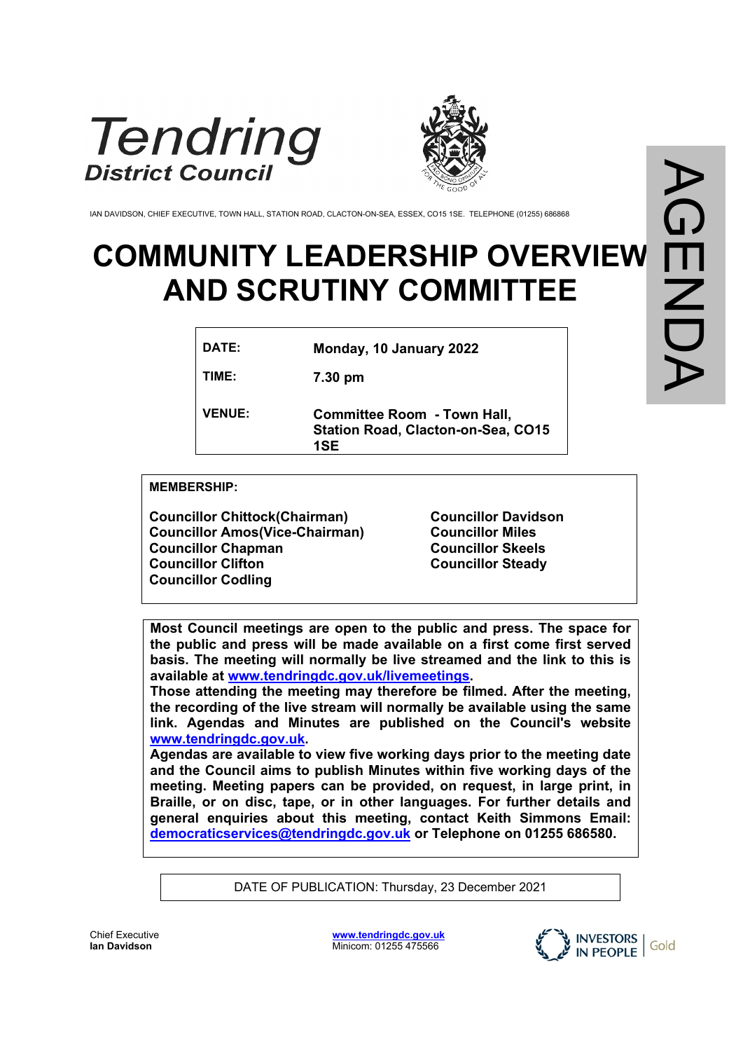Tendring District Council

IAN DAVIDSON, CHIEF EXECUTIVE, TOWN HALL, STATION ROAD, CLACTON-ON-SEA, ESSEX, CO15 1SE. TELEPHONE (01255) 686868

AGENDA

# COMMUNITY LEADERSHIP OVERVIEW AND SCRUTINY COMMITTEE

| | |
|---|---|
| **DATE:** | **Monday, 10 January 2022** |
| **TIME:** | **7.30 pm** |
| **VENUE:** | **Committee Room - Town Hall, Station Road, Clacton-on-Sea, CO15 1SE** |

**MEMBERSHIP:**

**Councillor Chittock(Chairman)**
**Councillor Amos(Vice-Chairman)**
**Councillor Chapman**
**Councillor Clifton**
**Councillor Codling**
**Councillor Davidson**
**Councillor Miles**
**Councillor Skeels**
**Councillor Steady**

**Most Council meetings are open to the public and press. The space for the public and press will be made available on a first come first served basis. The meeting will normally be live streamed and the link to this is available at [www.tendringdc.gov.uk/livemeetings](www.tendringdc.gov.uk/livemeetings).**
**Those attending the meeting may therefore be filmed. After the meeting, the recording of the live stream will normally be available using the same link. Agendas and Minutes are published on the Council's website [www.tendringdc.gov.uk](www.tendringdc.gov.uk).**
**Agendas are available to view five working days prior to the meeting date and the Council aims to publish Minutes within five working days of the meeting. Meeting papers can be provided, on request, in large print, in Braille, or on disc, tape, or in other languages. For further details and general enquiries about this meeting, contact Keith Simmons Email: [democraticservices@tendringdc.gov.uk](mailto:democraticservices@tendringdc.gov.uk) or Telephone on 01255 686580.**

DATE OF PUBLICATION: Thursday, 23 December 2021

Chief Executive
**Ian Davidson**

**www.tendringdc.gov.uk**
Minicom: 01255 475566

INVESTORS IN PEOPLE | Gold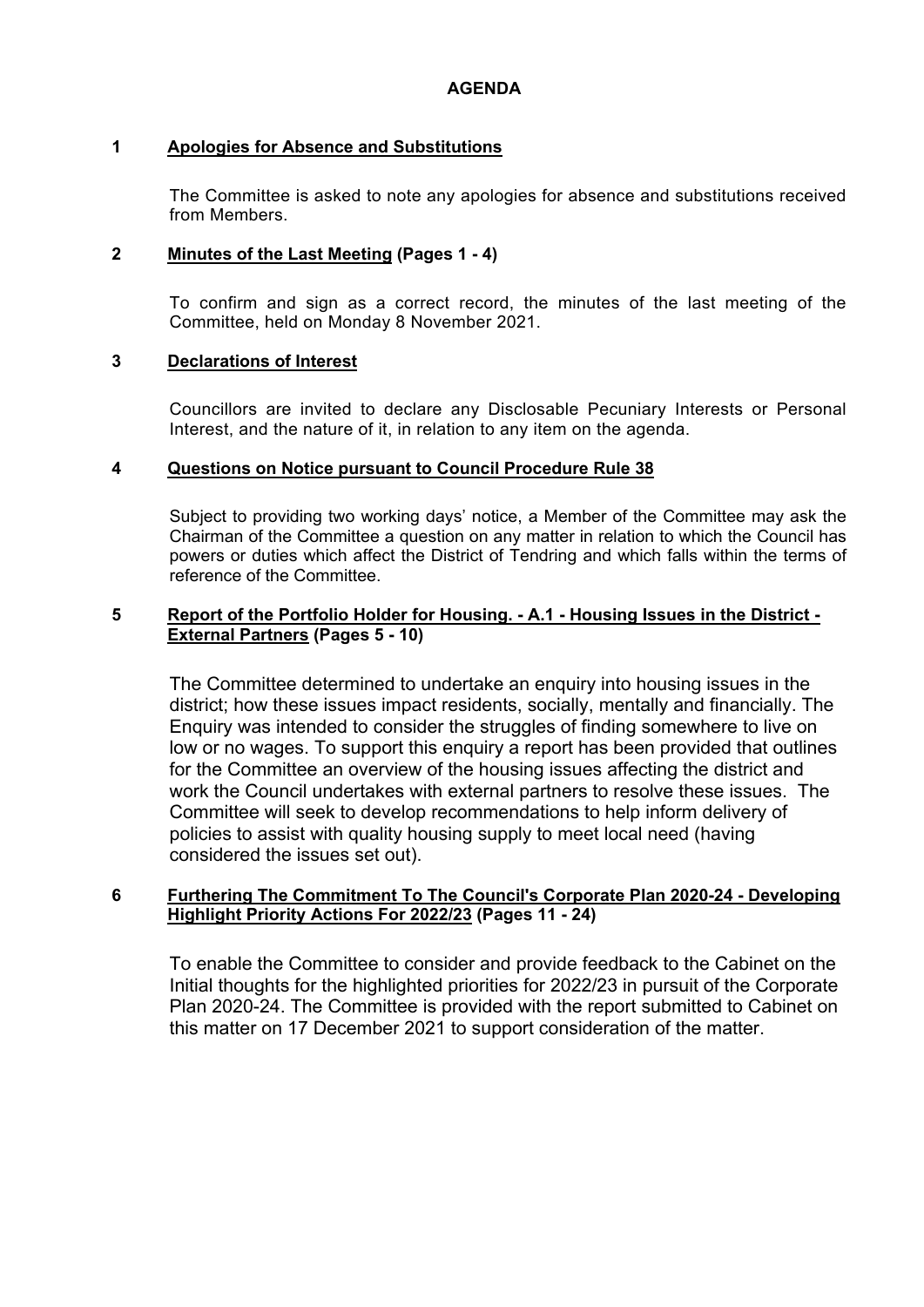# AGENDA

## 1 Apologies for Absence and Substitutions

The Committee is asked to note any apologies for absence and substitutions received from Members.

## 2 Minutes of the Last Meeting (Pages 1 - 4)

To confirm and sign as a correct record, the minutes of the last meeting of the Committee, held on Monday 8 November 2021.

## 3 Declarations of Interest

Councillors are invited to declare any Disclosable Pecuniary Interests or Personal Interest, and the nature of it, in relation to any item on the agenda.

## 4 Questions on Notice pursuant to Council Procedure Rule 38

Subject to providing two working days' notice, a Member of the Committee may ask the Chairman of the Committee a question on any matter in relation to which the Council has powers or duties which affect the District of Tendring and which falls within the terms of reference of the Committee.

## 5 Report of the Portfolio Holder for Housing. - A.1 - Housing Issues in the District - External Partners (Pages 5 - 10)

The Committee determined to undertake an enquiry into housing issues in the district; how these issues impact residents, socially, mentally and financially. The Enquiry was intended to consider the struggles of finding somewhere to live on low or no wages. To support this enquiry a report has been provided that outlines for the Committee an overview of the housing issues affecting the district and work the Council undertakes with external partners to resolve these issues. The Committee will seek to develop recommendations to help inform delivery of policies to assist with quality housing supply to meet local need (having considered the issues set out).

## 6 Furthering The Commitment To The Council's Corporate Plan 2020-24 - Developing Highlight Priority Actions For 2022/23 (Pages 11 - 24)

To enable the Committee to consider and provide feedback to the Cabinet on the Initial thoughts for the highlighted priorities for 2022/23 in pursuit of the Corporate Plan 2020-24. The Committee is provided with the report submitted to Cabinet on this matter on 17 December 2021 to support consideration of the matter.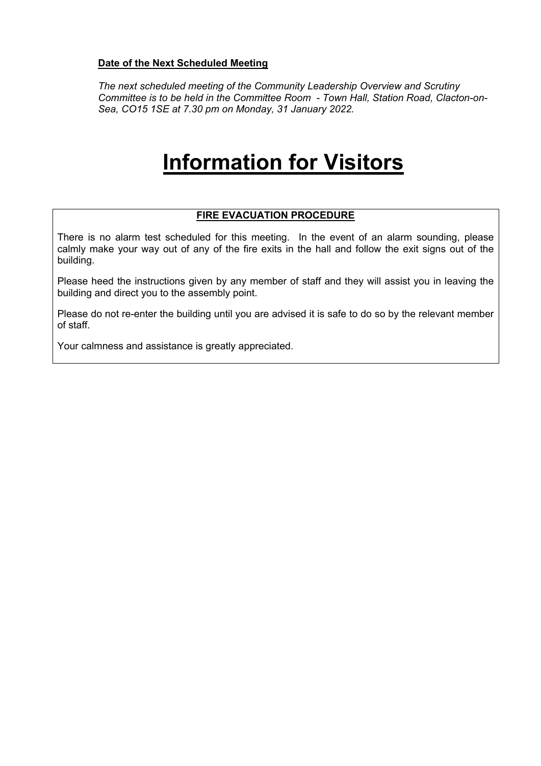**Date of the Next Scheduled Meeting**

*The next scheduled meeting of the Community Leadership Overview and Scrutiny Committee is to be held in the Committee Room - Town Hall, Station Road, Clacton-on-Sea, CO15 1SE at 7.30 pm on Monday, 31 January 2022.*

# Information for Visitors

**FIRE EVACUATION PROCEDURE**

There is no alarm test scheduled for this meeting. In the event of an alarm sounding, please calmly make your way out of any of the fire exits in the hall and follow the exit signs out of the building.

Please heed the instructions given by any member of staff and they will assist you in leaving the building and direct you to the assembly point.

Please do not re-enter the building until you are advised it is safe to do so by the relevant member of staff.

Your calmness and assistance is greatly appreciated.